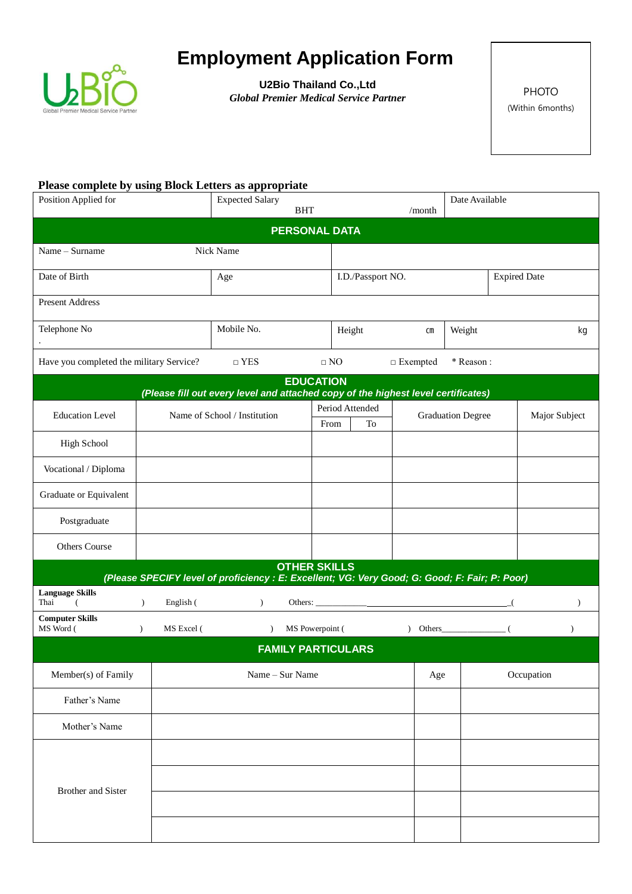# Employment Application Form

**U2Bio Thailand Co.,Ltd**
***Global Premier Medical Service Partner***

PHOTO
(Within 6months)

**Please complete by using Block Letters as appropriate**

| Position Applied for | Expected Salary BHT /month | Date Available |
|---|---|---|

## PERSONAL DATA

| Name – Surname | Nick Name | | |
|---|---|---|---|
| Date of Birth | Age | I.D./Passport NO. | Expired Date |
| Present Address | | | |
| Telephone No . | Mobile No. | Height cm | Weight kg |

Have you completed the military Service? □ YES □ NO □ Exempted * Reason :

## EDUCATION

***(Please fill out every level and attached copy of the highest level certificates)***

| Education Level | Name of School / Institution | Period Attended From | Period Attended To | Graduation Degree | Major Subject |
|---|---|---|---|---|---|
| High School | | | | | |
| Vocational / Diploma | | | | | |
| Graduate or Equivalent | | | | | |
| Postgraduate | | | | | |
| Others Course | | | | | |

## OTHER SKILLS

***(Please SPECIFY level of proficiency : E: Excellent; VG: Very Good; G: Good; F: Fair; P: Poor)***

**Language Skills**
Thai ( ) English ( ) Others: ______________________________ ( )

**Computer Skills**
MS Word ( ) MS Excel ( ) MS Powerpoint ( ) Others______________ ( )

## FAMILY PARTICULARS

| Member(s) of Family | Name – Sur Name | Age | Occupation |
|---|---|---|---|
| Father's Name | | | |
| Mother's Name | | | |
| Brother and Sister | | | |
| | | | |
| | | | |
| | | | |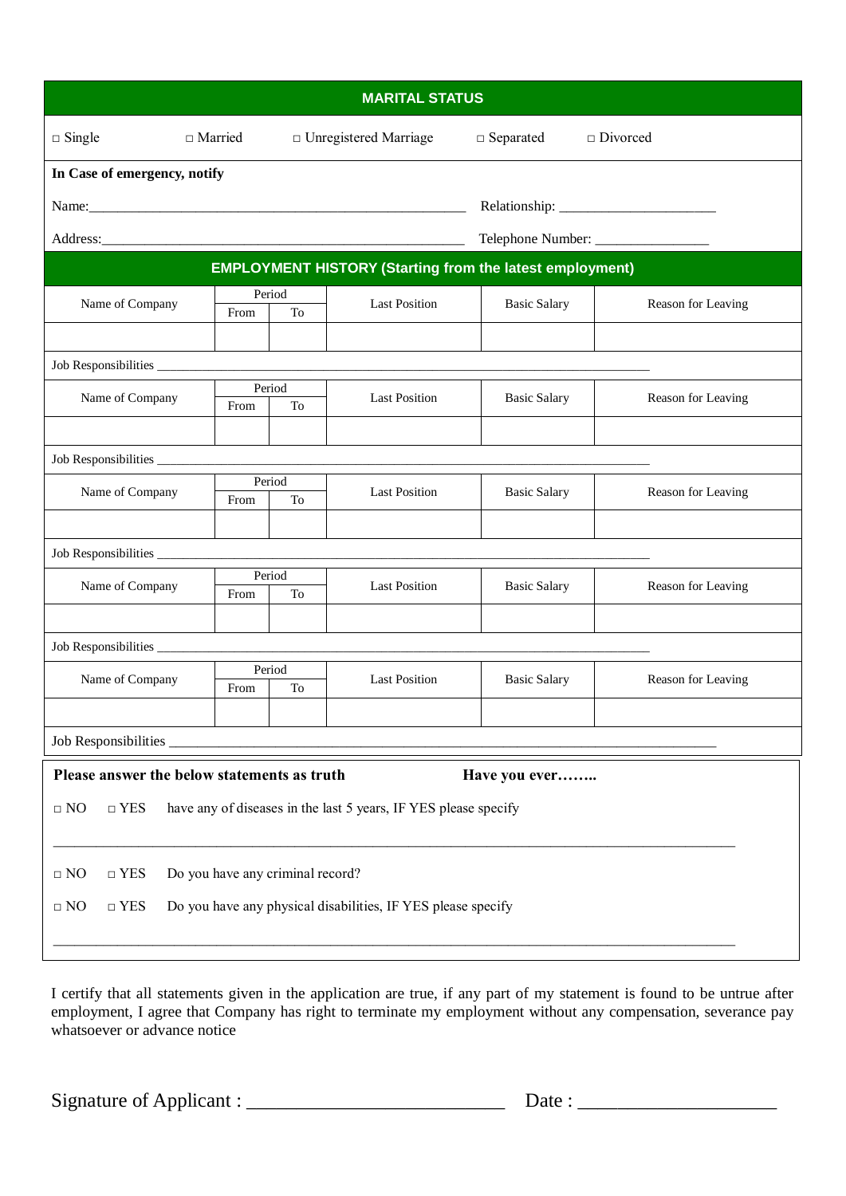## MARITAL STATUS

□ Single □ Married □ Unregistered Marriage □ Separated □ Divorced

**In Case of emergency, notify**

Name:_______________________________________________ Relationship: ____________________

Address:_____________________________________________ Telephone Number: _______________

## EMPLOYMENT HISTORY (Starting from the latest employment)

| Name of Company | Period | | Last Position | Basic Salary | Reason for Leaving |
|---|---|---|---|---|---|
| | From | To | | | |
| | | | | | |

Job Responsibilities ________________________________________________________________________

| Name of Company | Period | | Last Position | Basic Salary | Reason for Leaving |
|---|---|---|---|---|---|
| | From | To | | | |
| | | | | | |

Job Responsibilities ________________________________________________________________________

| Name of Company | Period | | Last Position | Basic Salary | Reason for Leaving |
|---|---|---|---|---|---|
| | From | To | | | |
| | | | | | |

Job Responsibilities ________________________________________________________________________

| Name of Company | Period | | Last Position | Basic Salary | Reason for Leaving |
|---|---|---|---|---|---|
| | From | To | | | |
| | | | | | |

Job Responsibilities ________________________________________________________________________

| Name of Company | Period | | Last Position | Basic Salary | Reason for Leaving |
|---|---|---|---|---|---|
| | From | To | | | |
| | | | | | |

Job Responsibilities ________________________________________________________________________

**Please answer the below statements as truth** **Have you ever……..**

□ NO □ YES have any of diseases in the last 5 years, IF YES please specify

_____________________________________________________________________________________________

□ NO □ YES Do you have any criminal record?

□ NO □ YES Do you have any physical disabilities, IF YES please specify

_____________________________________________________________________________________________

I certify that all statements given in the application are true, if any part of my statement is found to be untrue after employment, I agree that Company has right to terminate my employment without any compensation, severance pay whatsoever or advance notice

Signature of Applicant : ___________________________ Date : ____________________